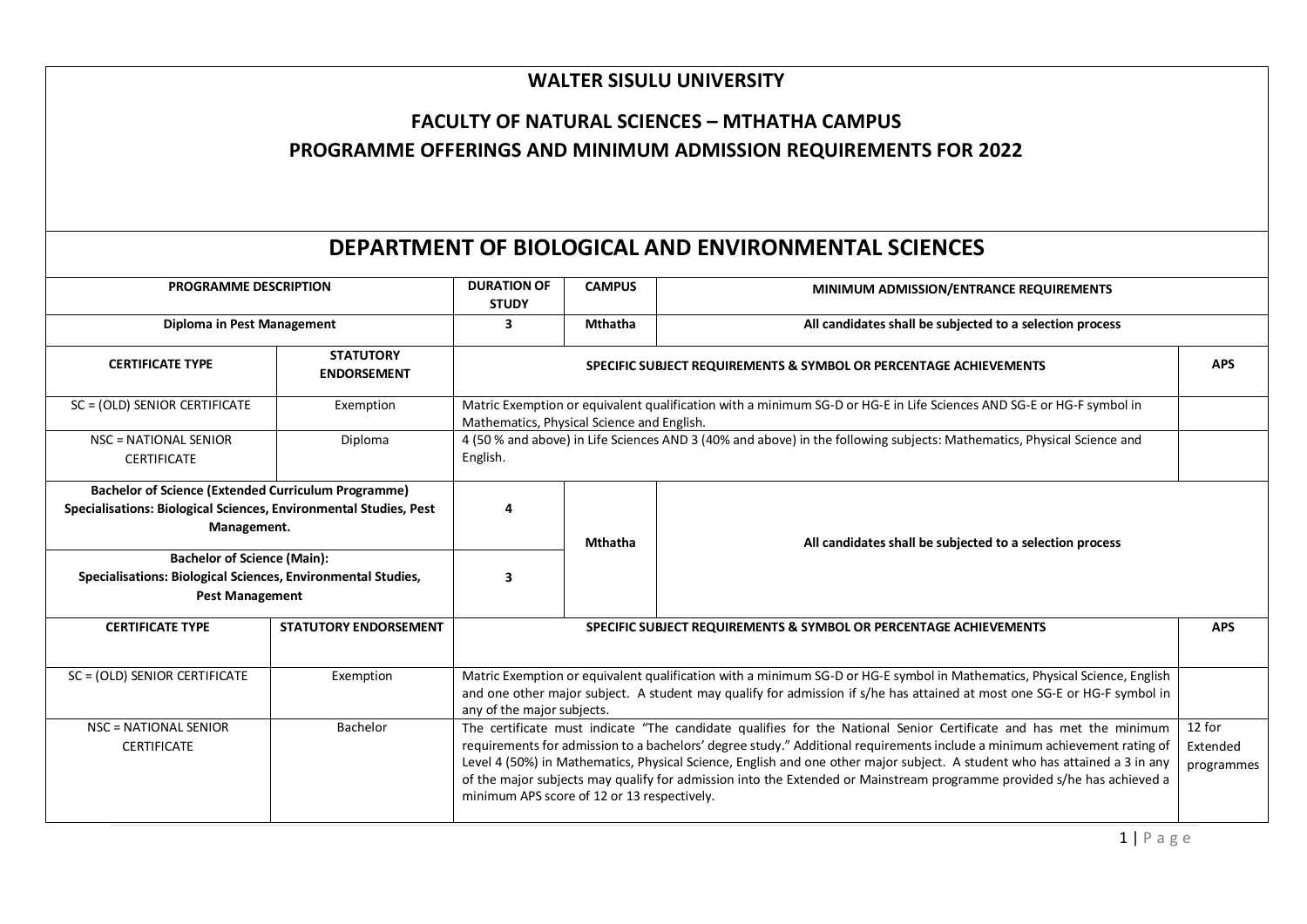# WALTER SISULU UNIVERSITY

## FACULTY OF NATURAL SCIENCES – MTHATHA CAMPUS

## PROGRAMME OFFERINGS AND MINIMUM ADMISSION REQUIREMENTS FOR 2022

## DEPARTMENT OF BIOLOGICAL AND ENVIRONMENTAL SCIENCES

| PROGRAMME DESCRIPTION | DURATION OF STUDY | CAMPUS | MINIMUM ADMISSION/ENTRANCE REQUIREMENTS |
|---|---|---|---|
| **Diploma in Pest Management** | 3 | Mthatha | All candidates shall be subjected to a selection process |

| CERTIFICATE TYPE | STATUTORY ENDORSEMENT | SPECIFIC SUBJECT REQUIREMENTS & SYMBOL OR PERCENTAGE ACHIEVEMENTS | APS |
|---|---|---|---|
| SC = (OLD) SENIOR CERTIFICATE | Exemption | Matric Exemption or equivalent qualification with a minimum SG-D or HG-E in Life Sciences AND SG-E or HG-F symbol in Mathematics, Physical Science and English. | |
| NSC = NATIONAL SENIOR CERTIFICATE | Diploma | 4 (50 % and above) in Life Sciences AND 3 (40% and above) in the following subjects: Mathematics, Physical Science and English. | |

| PROGRAMME DESCRIPTION | DURATION OF STUDY | CAMPUS | MINIMUM ADMISSION/ENTRANCE REQUIREMENTS |
|---|---|---|---|
| **Bachelor of Science (Extended Curriculum Programme)** **Specialisations: Biological Sciences, Environmental Studies, Pest Management.** | 4 | Mthatha | All candidates shall be subjected to a selection process |
| **Bachelor of Science (Main):** **Specialisations: Biological Sciences, Environmental Studies, Pest Management** | 3 | | |

| CERTIFICATE TYPE | STATUTORY ENDORSEMENT | SPECIFIC SUBJECT REQUIREMENTS & SYMBOL OR PERCENTAGE ACHIEVEMENTS | APS |
|---|---|---|---|
| SC = (OLD) SENIOR CERTIFICATE | Exemption | Matric Exemption or equivalent qualification with a minimum SG-D or HG-E symbol in Mathematics, Physical Science, English and one other major subject. A student may qualify for admission if s/he has attained at most one SG-E or HG-F symbol in any of the major subjects. | |
| NSC = NATIONAL SENIOR CERTIFICATE | Bachelor | The certificate must indicate "The candidate qualifies for the National Senior Certificate and has met the minimum requirements for admission to a bachelors' degree study." Additional requirements include a minimum achievement rating of Level 4 (50%) in Mathematics, Physical Science, English and one other major subject. A student who has attained a 3 in any of the major subjects may qualify for admission into the Extended or Mainstream programme provided s/he has achieved a minimum APS score of 12 or 13 respectively. | 12 for Extended programmes |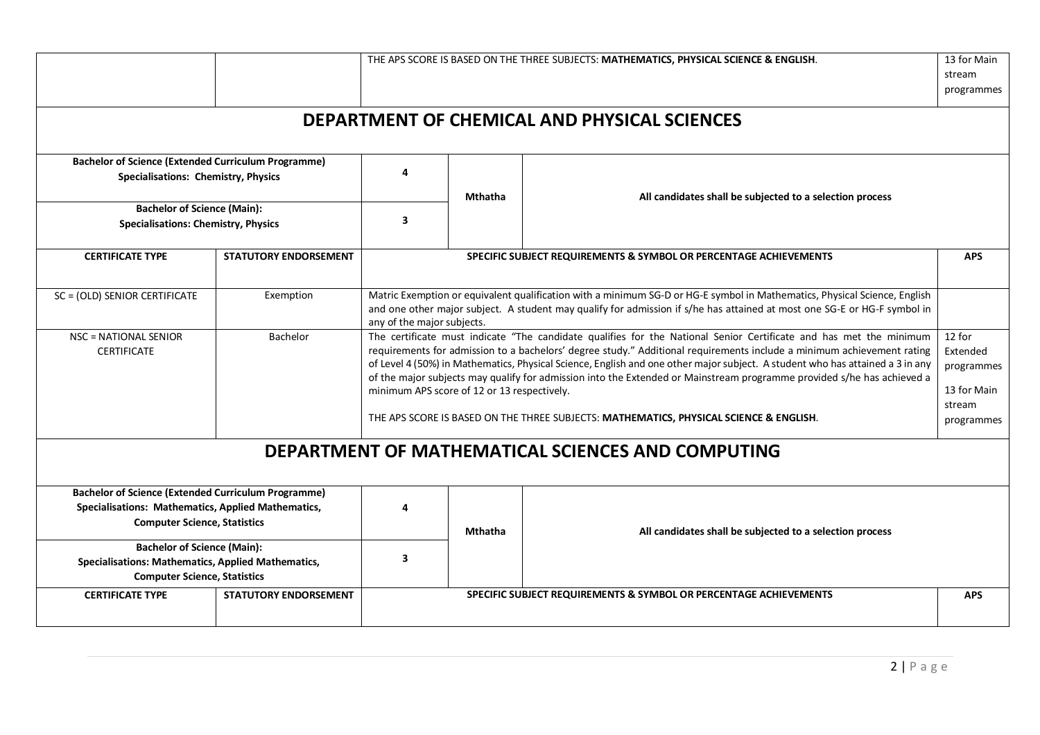| | | THE APS SCORE IS BASED ON THE THREE SUBJECTS: **MATHEMATICS, PHYSICAL SCIENCE & ENGLISH**. | 13 for Main stream programmes |
|---|---|---|---|

## DEPARTMENT OF CHEMICAL AND PHYSICAL SCIENCES

| Programme | Duration | Campus | Requirements |
|---|---|---|---|
| **Bachelor of Science (Extended Curriculum Programme)** **Specialisations: Chemistry, Physics** | **4** | **Mthatha** | **All candidates shall be subjected to a selection process** |
| **Bachelor of Science (Main):** **Specialisations: Chemistry, Physics** | **3** | | |

| CERTIFICATE TYPE | STATUTORY ENDORSEMENT | SPECIFIC SUBJECT REQUIREMENTS & SYMBOL OR PERCENTAGE ACHIEVEMENTS | APS |
|---|---|---|---|
| SC = (OLD) SENIOR CERTIFICATE | Exemption | Matric Exemption or equivalent qualification with a minimum SG-D or HG-E symbol in Mathematics, Physical Science, English and one other major subject. A student may qualify for admission if s/he has attained at most one SG-E or HG-F symbol in any of the major subjects. | |
| NSC = NATIONAL SENIOR CERTIFICATE | Bachelor | The certificate must indicate "The candidate qualifies for the National Senior Certificate and has met the minimum requirements for admission to a bachelors' degree study." Additional requirements include a minimum achievement rating of Level 4 (50%) in Mathematics, Physical Science, English and one other major subject. A student who has attained a 3 in any of the major subjects may qualify for admission into the Extended or Mainstream programme provided s/he has achieved a minimum APS score of 12 or 13 respectively.<br><br>THE APS SCORE IS BASED ON THE THREE SUBJECTS: **MATHEMATICS, PHYSICAL SCIENCE & ENGLISH**. | 12 for Extended programmes<br><br>13 for Main stream programmes |

## DEPARTMENT OF MATHEMATICAL SCIENCES AND COMPUTING

| Programme | Duration | Campus | Requirements |
|---|---|---|---|
| **Bachelor of Science (Extended Curriculum Programme)** **Specialisations: Mathematics, Applied Mathematics, Computer Science, Statistics** | **4** | **Mthatha** | **All candidates shall be subjected to a selection process** |
| **Bachelor of Science (Main):** **Specialisations: Mathematics, Applied Mathematics, Computer Science, Statistics** | **3** | | |

| CERTIFICATE TYPE | STATUTORY ENDORSEMENT | SPECIFIC SUBJECT REQUIREMENTS & SYMBOL OR PERCENTAGE ACHIEVEMENTS | APS |
|---|---|---|---|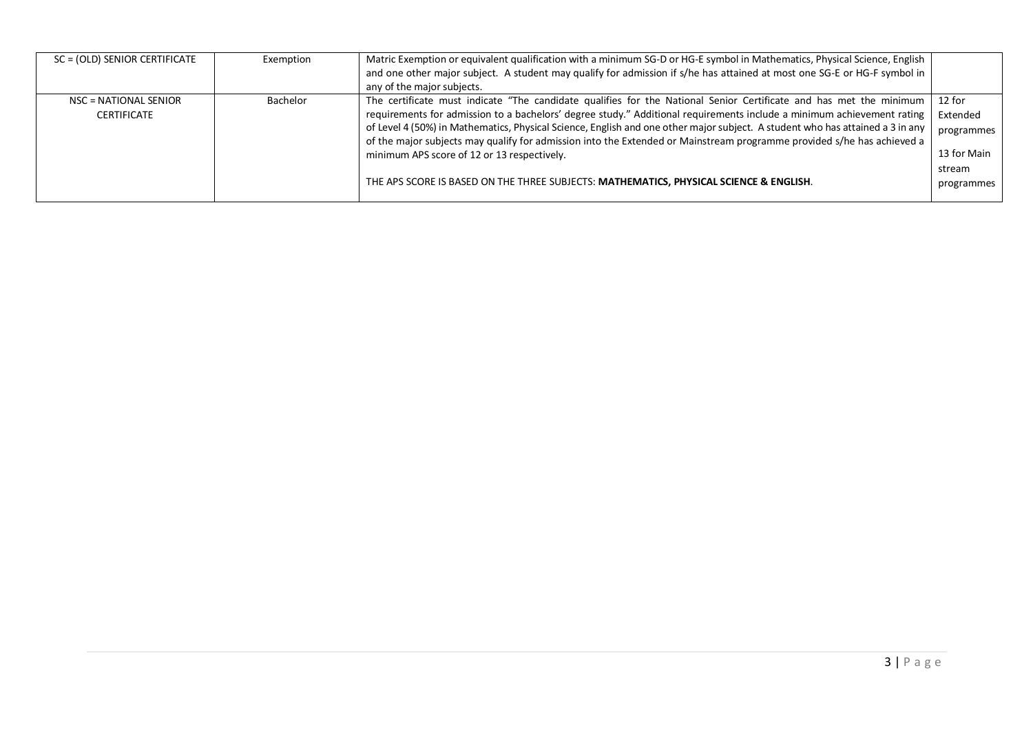| | | | |
|---|---|---|---|
| SC = (OLD) SENIOR CERTIFICATE | Exemption | Matric Exemption or equivalent qualification with a minimum SG-D or HG-E symbol in Mathematics, Physical Science, English and one other major subject. A student may qualify for admission if s/he has attained at most one SG-E or HG-F symbol in any of the major subjects. | |
| NSC = NATIONAL SENIOR CERTIFICATE | Bachelor | The certificate must indicate "The candidate qualifies for the National Senior Certificate and has met the minimum requirements for admission to a bachelors' degree study." Additional requirements include a minimum achievement rating of Level 4 (50%) in Mathematics, Physical Science, English and one other major subject. A student who has attained a 3 in any of the major subjects may qualify for admission into the Extended or Mainstream programme provided s/he has achieved a minimum APS score of 12 or 13 respectively.<br><br>THE APS SCORE IS BASED ON THE THREE SUBJECTS: **MATHEMATICS, PHYSICAL SCIENCE & ENGLISH**. | 12 for Extended programmes<br><br>13 for Main stream programmes |